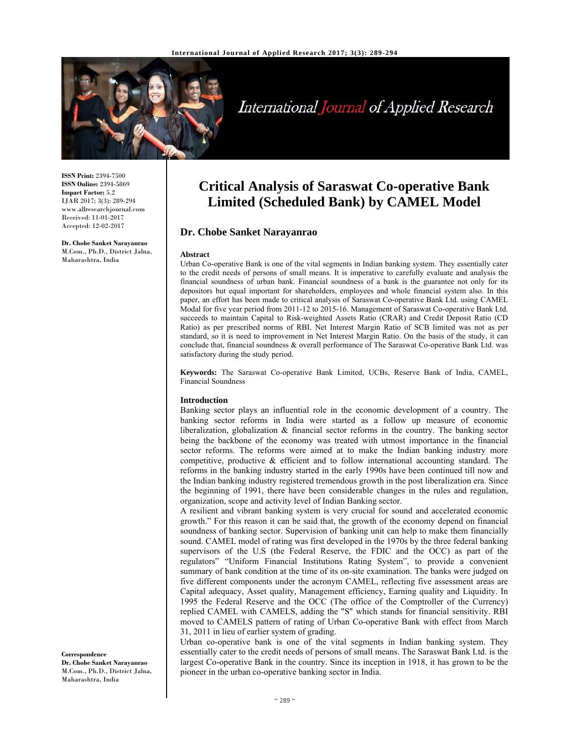# Critical Analysis of Saraswat Co-operative Bank Limited (Scheduled Bank) by CAMEL Model

**ISSN Print:** 2394-7500
**ISSN Online:** 2394-5869
**Impact Factor:** 5.2
IJAR 2017; 3(3): 289-294
www.allresearchjournal.com
Received: 11-01-2017
Accepted: 12-02-2017

**Dr. Chobe Sanket Narayanrao**
M.Com., Ph.D., District Jalna, Maharashtra, India

**Correspondence**
**Dr. Chobe Sanket Narayanrao**
M.Com., Ph.D., District Jalna, Maharashtra, India

## Dr. Chobe Sanket Narayanrao

### Abstract

Urban Co-operative Bank is one of the vital segments in Indian banking system. They essentially cater to the credit needs of persons of small means. It is imperative to carefully evaluate and analysis the financial soundness of urban bank. Financial soundness of a bank is the guarantee not only for its depositors but equal important for shareholders, employees and whole financial system also. In this paper, an effort has been made to critical analysis of Saraswat Co-operative Bank Ltd. using CAMEL Modal for five year period from 2011-12 to 2015-16. Management of Saraswat Co-operative Bank Ltd. succeeds to maintain Capital to Risk-weighted Assets Ratio (CRAR) and Credit Deposit Ratio (CD Ratio) as per prescribed norms of RBI. Net Interest Margin Ratio of SCB limited was not as per standard, so it is need to improvement in Net Interest Margin Ratio. On the basis of the study, it can conclude that, financial soundness & overall performance of The Saraswat Co-operative Bank Ltd. was satisfactory during the study period.

**Keywords:** The Saraswat Co-operative Bank Limited, UCBs, Reserve Bank of India, CAMEL, Financial Soundness

### Introduction

Banking sector plays an influential role in the economic development of a country. The banking sector reforms in India were started as a follow up measure of economic liberalization, globalization & financial sector reforms in the country. The banking sector being the backbone of the economy was treated with utmost importance in the financial sector reforms. The reforms were aimed at to make the Indian banking industry more competitive, productive & efficient and to follow international accounting standard. The reforms in the banking industry started in the early 1990s have been continued till now and the Indian banking industry registered tremendous growth in the post liberalization era. Since the beginning of 1991, there have been considerable changes in the rules and regulation, organization, scope and activity level of Indian Banking sector.

A resilient and vibrant banking system is very crucial for sound and accelerated economic growth." For this reason it can be said that, the growth of the economy depend on financial soundness of banking sector. Supervision of banking unit can help to make them financially sound. CAMEL model of rating was first developed in the 1970s by the three federal banking supervisors of the U.S (the Federal Reserve, the FDIC and the OCC) as part of the regulators" "Uniform Financial Institutions Rating System", to provide a convenient summary of bank condition at the time of its on-site examination. The banks were judged on five different components under the acronym CAMEL, reflecting five assessment areas are Capital adequacy, Asset quality, Management efficiency, Earning quality and Liquidity. In 1995 the Federal Reserve and the OCC (The office of the Comptroller of the Currency) replied CAMEL with CAMELS, adding the "S" which stands for financial sensitivity. RBI moved to CAMELS pattern of rating of Urban Co-operative Bank with effect from March 31, 2011 in lieu of earlier system of grading.

Urban co-operative bank is one of the vital segments in Indian banking system. They essentially cater to the credit needs of persons of small means. The Saraswat Bank Ltd. is the largest Co-operative Bank in the country. Since its inception in 1918, it has grown to be the pioneer in the urban co-operative banking sector in India.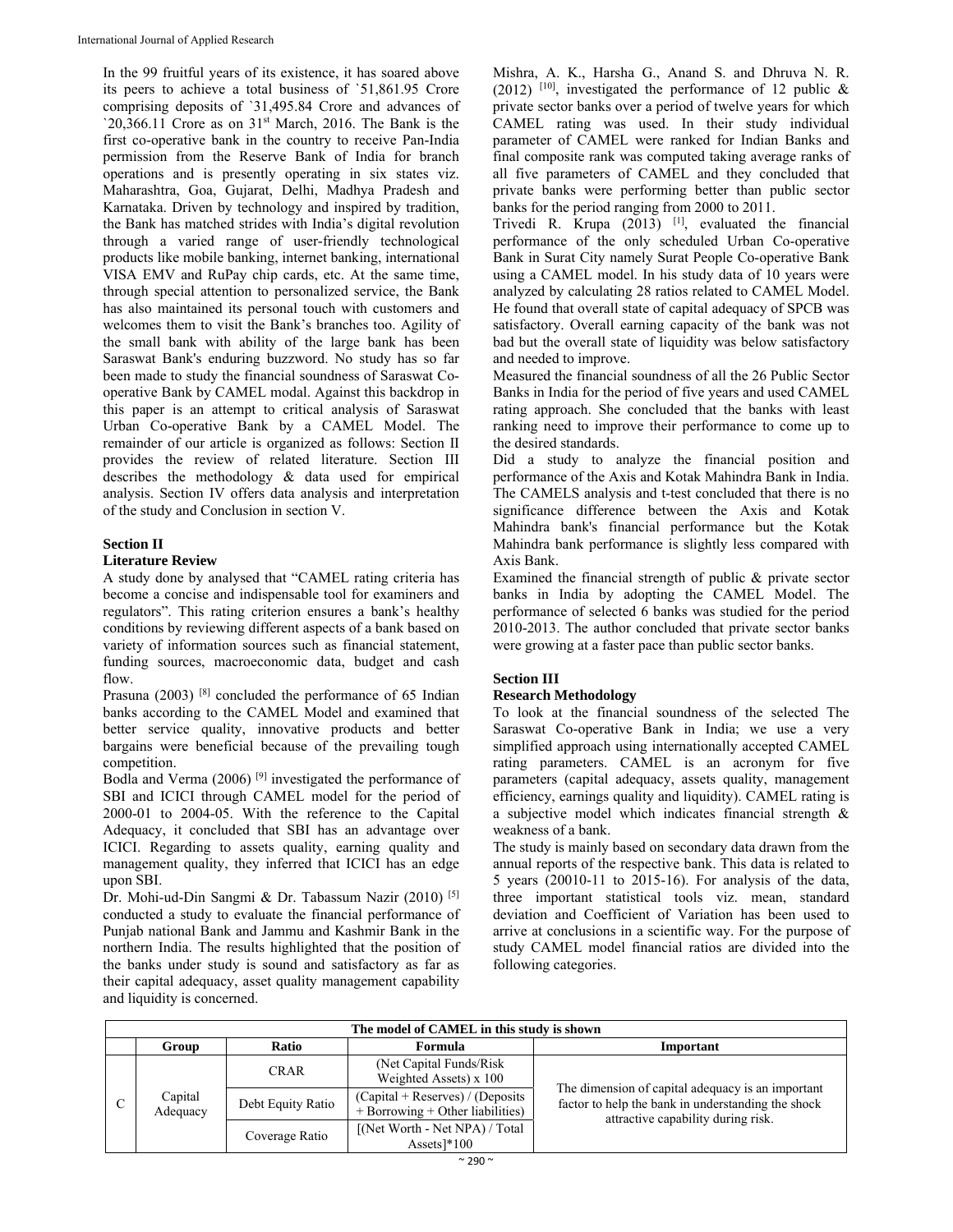In the 99 fruitful years of its existence, it has soared above its peers to achieve a total business of `51,861.95 Crore comprising deposits of `31,495.84 Crore and advances of `20,366.11 Crore as on 31st March, 2016. The Bank is the first co-operative bank in the country to receive Pan-India permission from the Reserve Bank of India for branch operations and is presently operating in six states viz. Maharashtra, Goa, Gujarat, Delhi, Madhya Pradesh and Karnataka. Driven by technology and inspired by tradition, the Bank has matched strides with India's digital revolution through a varied range of user-friendly technological products like mobile banking, internet banking, international VISA EMV and RuPay chip cards, etc. At the same time, through special attention to personalized service, the Bank has also maintained its personal touch with customers and welcomes them to visit the Bank's branches too. Agility of the small bank with ability of the large bank has been Saraswat Bank's enduring buzzword. No study has so far been made to study the financial soundness of Saraswat Co-operative Bank by CAMEL modal. Against this backdrop in this paper is an attempt to critical analysis of Saraswat Urban Co-operative Bank by a CAMEL Model. The remainder of our article is organized as follows: Section II provides the review of related literature. Section III describes the methodology & data used for empirical analysis. Section IV offers data analysis and interpretation of the study and Conclusion in section V.

## Section II

### Literature Review

A study done by analysed that "CAMEL rating criteria has become a concise and indispensable tool for examiners and regulators". This rating criterion ensures a bank's healthy conditions by reviewing different aspects of a bank based on variety of information sources such as financial statement, funding sources, macroeconomic data, budget and cash flow.

Prasuna (2003) [8] concluded the performance of 65 Indian banks according to the CAMEL Model and examined that better service quality, innovative products and better bargains were beneficial because of the prevailing tough competition.

Bodla and Verma (2006) [9] investigated the performance of SBI and ICICI through CAMEL model for the period of 2000-01 to 2004-05. With the reference to the Capital Adequacy, it concluded that SBI has an advantage over ICICI. Regarding to assets quality, earning quality and management quality, they inferred that ICICI has an edge upon SBI.

Dr. Mohi-ud-Din Sangmi & Dr. Tabassum Nazir (2010) [5] conducted a study to evaluate the financial performance of Punjab national Bank and Jammu and Kashmir Bank in the northern India. The results highlighted that the position of the banks under study is sound and satisfactory as far as their capital adequacy, asset quality management capability and liquidity is concerned.

Mishra, A. K., Harsha G., Anand S. and Dhruva N. R. (2012) [10], investigated the performance of 12 public & private sector banks over a period of twelve years for which CAMEL rating was used. In their study individual parameter of CAMEL were ranked for Indian Banks and final composite rank was computed taking average ranks of all five parameters of CAMEL and they concluded that private banks were performing better than public sector banks for the period ranging from 2000 to 2011.

Trivedi R. Krupa (2013) [1], evaluated the financial performance of the only scheduled Urban Co-operative Bank in Surat City namely Surat People Co-operative Bank using a CAMEL model. In his study data of 10 years were analyzed by calculating 28 ratios related to CAMEL Model. He found that overall state of capital adequacy of SPCB was satisfactory. Overall earning capacity of the bank was not bad but the overall state of liquidity was below satisfactory and needed to improve.

Measured the financial soundness of all the 26 Public Sector Banks in India for the period of five years and used CAMEL rating approach. She concluded that the banks with least ranking need to improve their performance to come up to the desired standards.

Did a study to analyze the financial position and performance of the Axis and Kotak Mahindra Bank in India. The CAMELS analysis and t-test concluded that there is no significance difference between the Axis and Kotak Mahindra bank's financial performance but the Kotak Mahindra bank performance is slightly less compared with Axis Bank.

Examined the financial strength of public & private sector banks in India by adopting the CAMEL Model. The performance of selected 6 banks was studied for the period 2010-2013. The author concluded that private sector banks were growing at a faster pace than public sector banks.

## Section III

### Research Methodology

To look at the financial soundness of the selected The Saraswat Co-operative Bank in India; we use a very simplified approach using internationally accepted CAMEL rating parameters. CAMEL is an acronym for five parameters (capital adequacy, assets quality, management efficiency, earnings quality and liquidity). CAMEL rating is a subjective model which indicates financial strength & weakness of a bank.

The study is mainly based on secondary data drawn from the annual reports of the respective bank. This data is related to 5 years (20010-11 to 2015-16). For analysis of the data, three important statistical tools viz. mean, standard deviation and Coefficient of Variation has been used to arrive at conclusions in a scientific way. For the purpose of study CAMEL model financial ratios are divided into the following categories.

**The model of CAMEL in this study is shown**

| | Group | Ratio | Formula | Important |
|---|---|---|---|---|
| C | Capital Adequacy | CRAR | (Net Capital Funds/Risk Weighted Assets) x 100 | The dimension of capital adequacy is an important factor to help the bank in understanding the shock attractive capability during risk. |
| | | Debt Equity Ratio | (Capital + Reserves) / (Deposits + Borrowing + Other liabilities) | |
| | | Coverage Ratio | [(Net Worth - Net NPA) / Total Assets]*100 | |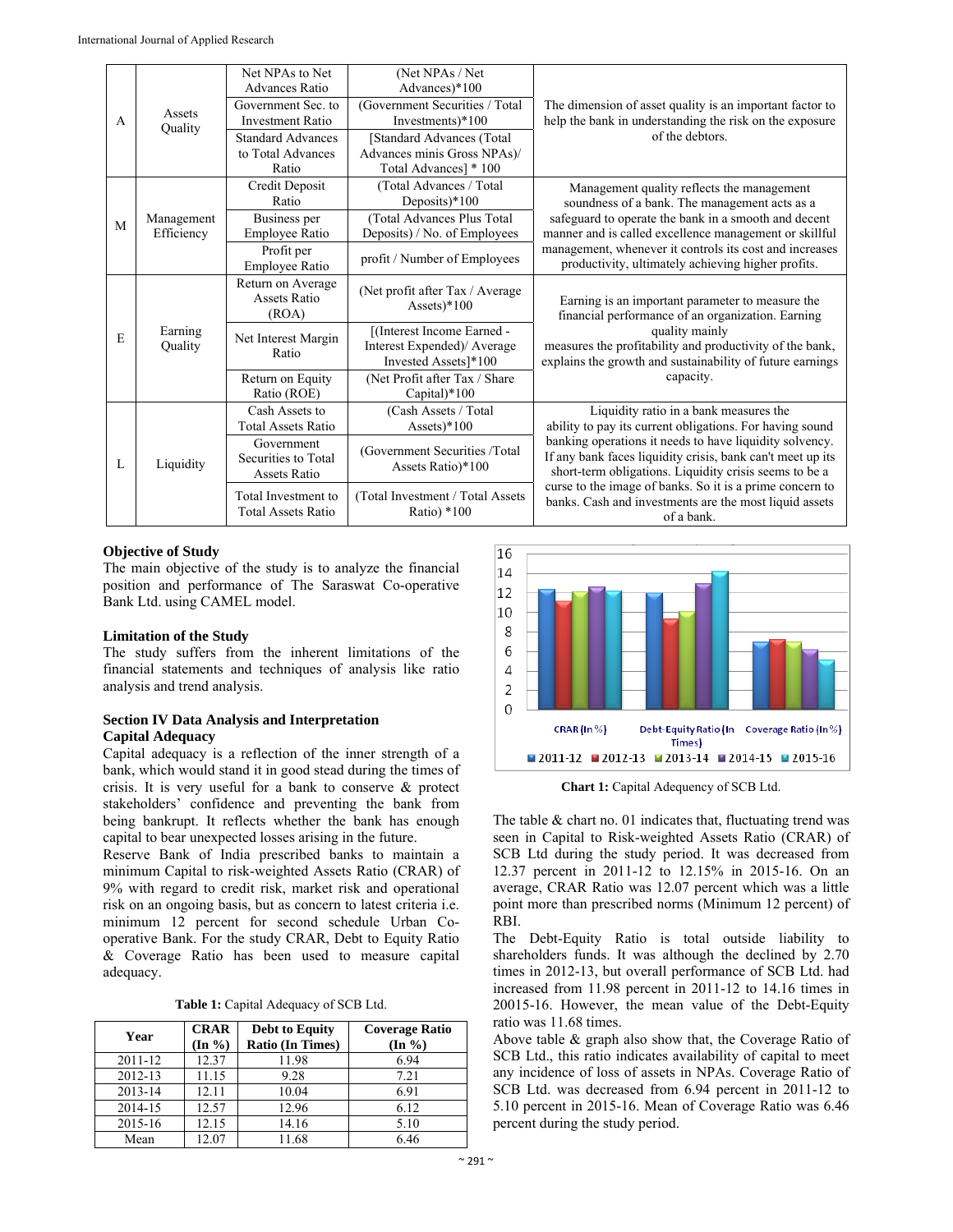| | | | | |
|---|---|---|---|---|
| A | Assets Quality | Net NPAs to Net Advances Ratio | (Net NPAs / Net Advances)*100 | The dimension of asset quality is an important factor to help the bank in understanding the risk on the exposure of the debtors. |
| | | Government Sec. to Investment Ratio | (Government Securities / Total Investments)*100 | |
| | | Standard Advances to Total Advances Ratio | [Standard Advances (Total Advances minis Gross NPAs)/ Total Advances] * 100 | |
| M | Management Efficiency | Credit Deposit Ratio | (Total Advances / Total Deposits)*100 | Management quality reflects the management soundness of a bank. The management acts as a safeguard to operate the bank in a smooth and decent manner and is called excellence management or skillful management, whenever it controls its cost and increases productivity, ultimately achieving higher profits. |
| | | Business per Employee Ratio | (Total Advances Plus Total Deposits) / No. of Employees | |
| | | Profit per Employee Ratio | profit / Number of Employees | |
| E | Earning Quality | Return on Average Assets Ratio (ROA) | (Net profit after Tax / Average Assets)*100 | Earning is an important parameter to measure the financial performance of an organization. Earning quality mainly measures the profitability and productivity of the bank, explains the growth and sustainability of future earnings capacity. |
| | | Net Interest Margin Ratio | [(Interest Income Earned - Interest Expended)/ Average Invested Assets]*100 | |
| | | Return on Equity Ratio (ROE) | (Net Profit after Tax / Share Capital)*100 | |
| L | Liquidity | Cash Assets to Total Assets Ratio | (Cash Assets / Total Assets)*100 | Liquidity ratio in a bank measures the ability to pay its current obligations. For having sound banking operations it needs to have liquidity solvency. If any bank faces liquidity crisis, bank can't meet up its short-term obligations. Liquidity crisis seems to be a curse to the image of banks. So it is a prime concern to banks. Cash and investments are the most liquid assets of a bank. |
| | | Government Securities to Total Assets Ratio | (Government Securities /Total Assets Ratio)*100 | |
| | | Total Investment to Total Assets Ratio | (Total Investment / Total Assets Ratio) *100 | |

**Objective of Study**

The main objective of the study is to analyze the financial position and performance of The Saraswat Co-operative Bank Ltd. using CAMEL model.

**Limitation of the Study**

The study suffers from the inherent limitations of the financial statements and techniques of analysis like ratio analysis and trend analysis.

**Section IV Data Analysis and Interpretation**

**Capital Adequacy**

Capital adequacy is a reflection of the inner strength of a bank, which would stand it in good stead during the times of crisis. It is very useful for a bank to conserve & protect stakeholders' confidence and preventing the bank from being bankrupt. It reflects whether the bank has enough capital to bear unexpected losses arising in the future.

Reserve Bank of India prescribed banks to maintain a minimum Capital to risk-weighted Assets Ratio (CRAR) of 9% with regard to credit risk, market risk and operational risk on an ongoing basis, but as concern to latest criteria i.e. minimum 12 percent for second schedule Urban Co-operative Bank. For the study CRAR, Debt to Equity Ratio & Coverage Ratio has been used to measure capital adequacy.

**Table 1:** Capital Adequacy of SCB Ltd.

| Year | CRAR (In %) | Debt to Equity Ratio (In Times) | Coverage Ratio (In %) |
|---|---|---|---|
| 2011-12 | 12.37 | 11.98 | 6.94 |
| 2012-13 | 11.15 | 9.28 | 7.21 |
| 2013-14 | 12.11 | 10.04 | 6.91 |
| 2014-15 | 12.57 | 12.96 | 6.12 |
| 2015-16 | 12.15 | 14.16 | 5.10 |
| Mean | 12.07 | 11.68 | 6.46 |

**Chart 1:** Capital Adequency of SCB Ltd.

The table & chart no. 01 indicates that, fluctuating trend was seen in Capital to Risk-weighted Assets Ratio (CRAR) of SCB Ltd during the study period. It was decreased from 12.37 percent in 2011-12 to 12.15% in 2015-16. On an average, CRAR Ratio was 12.07 percent which was a little point more than prescribed norms (Minimum 12 percent) of RBI.

The Debt-Equity Ratio is total outside liability to shareholders funds. It was although the declined by 2.70 times in 2012-13, but overall performance of SCB Ltd. had increased from 11.98 percent in 2011-12 to 14.16 times in 20015-16. However, the mean value of the Debt-Equity ratio was 11.68 times.

Above table & graph also show that, the Coverage Ratio of SCB Ltd., this ratio indicates availability of capital to meet any incidence of loss of assets in NPAs. Coverage Ratio of SCB Ltd. was decreased from 6.94 percent in 2011-12 to 5.10 percent in 2015-16. Mean of Coverage Ratio was 6.46 percent during the study period.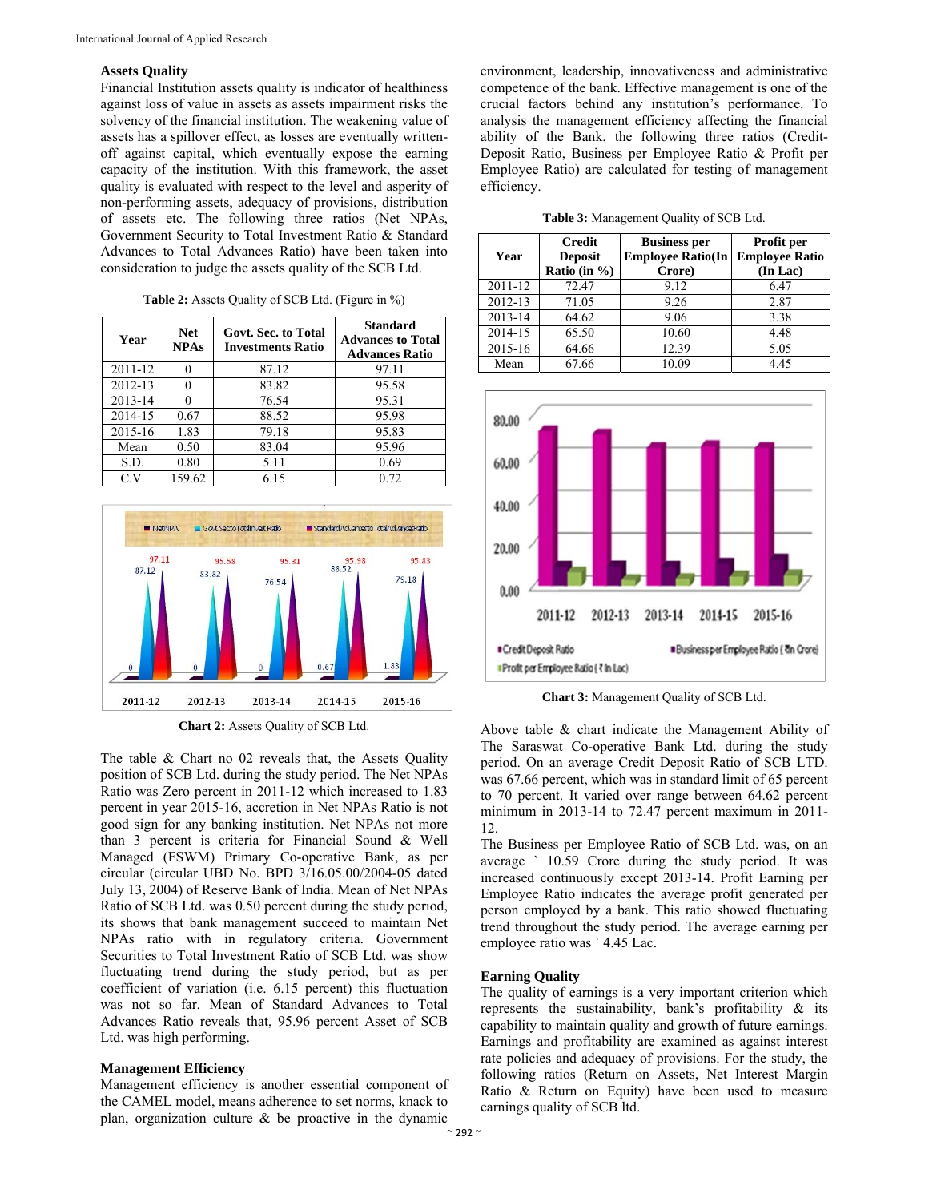### Assets Quality

Financial Institution assets quality is indicator of healthiness against loss of value in assets as assets impairment risks the solvency of the financial institution. The weakening value of assets has a spillover effect, as losses are eventually written-off against capital, which eventually expose the earning capacity of the institution. With this framework, the asset quality is evaluated with respect to the level and asperity of non-performing assets, adequacy of provisions, distribution of assets etc. The following three ratios (Net NPAs, Government Security to Total Investment Ratio & Standard Advances to Total Advances Ratio) have been taken into consideration to judge the assets quality of the SCB Ltd.

**Table 2:** Assets Quality of SCB Ltd. (Figure in %)

| Year | Net NPAs | Govt. Sec. to Total Investments Ratio | Standard Advances to Total Advances Ratio |
|---|---|---|---|
| 2011-12 | 0 | 87.12 | 97.11 |
| 2012-13 | 0 | 83.82 | 95.58 |
| 2013-14 | 0 | 76.54 | 95.31 |
| 2014-15 | 0.67 | 88.52 | 95.98 |
| 2015-16 | 1.83 | 79.18 | 95.83 |
| Mean | 0.50 | 83.04 | 95.96 |
| S.D. | 0.80 | 5.11 | 0.69 |
| C.V. | 159.62 | 6.15 | 0.72 |

**Chart 2:** Assets Quality of SCB Ltd.

The table & Chart no 02 reveals that, the Assets Quality position of SCB Ltd. during the study period. The Net NPAs Ratio was Zero percent in 2011-12 which increased to 1.83 percent in year 2015-16, accretion in Net NPAs Ratio is not good sign for any banking institution. Net NPAs not more than 3 percent is criteria for Financial Sound & Well Managed (FSWM) Primary Co-operative Bank, as per circular (circular UBD No. BPD 3/16.05.00/2004-05 dated July 13, 2004) of Reserve Bank of India. Mean of Net NPAs Ratio of SCB Ltd. was 0.50 percent during the study period, its shows that bank management succeed to maintain Net NPAs ratio with in regulatory criteria. Government Securities to Total Investment Ratio of SCB Ltd. was show fluctuating trend during the study period, but as per coefficient of variation (i.e. 6.15 percent) this fluctuation was not so far. Mean of Standard Advances to Total Advances Ratio reveals that, 95.96 percent Asset of SCB Ltd. was high performing.

### Management Efficiency

Management efficiency is another essential component of the CAMEL model, means adherence to set norms, knack to plan, organization culture & be proactive in the dynamic environment, leadership, innovativeness and administrative competence of the bank. Effective management is one of the crucial factors behind any institution's performance. To analysis the management efficiency affecting the financial ability of the Bank, the following three ratios (Credit-Deposit Ratio, Business per Employee Ratio & Profit per Employee Ratio) are calculated for testing of management efficiency.

**Table 3:** Management Quality of SCB Ltd.

| Year | Credit Deposit Ratio (in %) | Business per Employee Ratio(In Crore) | Profit per Employee Ratio (In Lac) |
|---|---|---|---|
| 2011-12 | 72.47 | 9.12 | 6.47 |
| 2012-13 | 71.05 | 9.26 | 2.87 |
| 2013-14 | 64.62 | 9.06 | 3.38 |
| 2014-15 | 65.50 | 10.60 | 4.48 |
| 2015-16 | 64.66 | 12.39 | 5.05 |
| Mean | 67.66 | 10.09 | 4.45 |

**Chart 3:** Management Quality of SCB Ltd.

Above table & chart indicate the Management Ability of The Saraswat Co-operative Bank Ltd. during the study period. On an average Credit Deposit Ratio of SCB LTD. was 67.66 percent, which was in standard limit of 65 percent to 70 percent. It varied over range between 64.62 percent minimum in 2013-14 to 72.47 percent maximum in 2011-12.

The Business per Employee Ratio of SCB Ltd. was, on an average ` 10.59 Crore during the study period. It was increased continuously except 2013-14. Profit Earning per Employee Ratio indicates the average profit generated per person employed by a bank. This ratio showed fluctuating trend throughout the study period. The average earning per employee ratio was ` 4.45 Lac.

### Earning Quality

The quality of earnings is a very important criterion which represents the sustainability, bank's profitability & its capability to maintain quality and growth of future earnings. Earnings and profitability are examined as against interest rate policies and adequacy of provisions. For the study, the following ratios (Return on Assets, Net Interest Margin Ratio & Return on Equity) have been used to measure earnings quality of SCB ltd.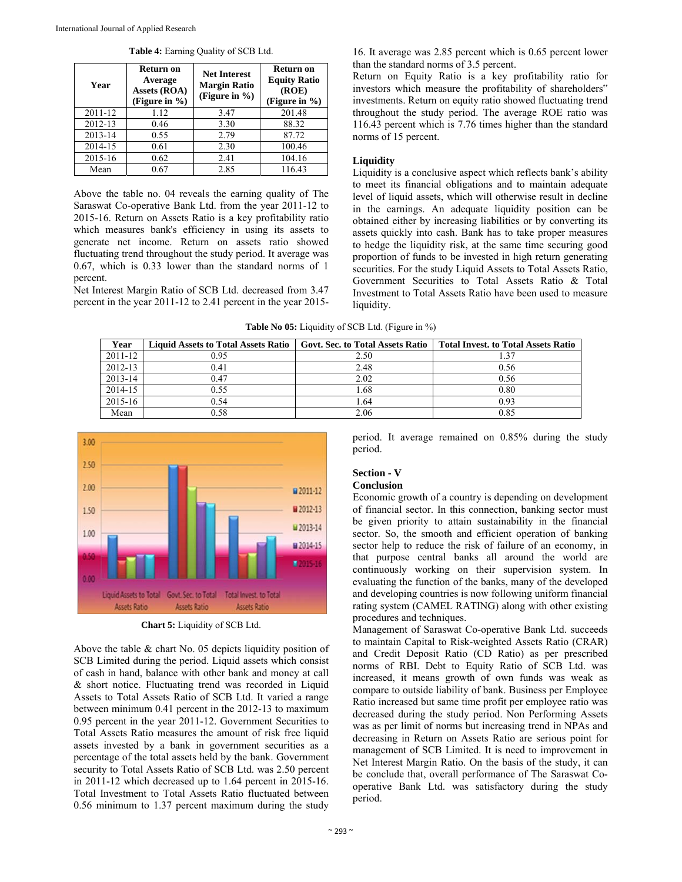**Table 4:** Earning Quality of SCB Ltd.

| Year | Return on Average Assets (ROA) (Figure in %) | Net Interest Margin Ratio (Figure in %) | Return on Equity Ratio (ROE) (Figure in %) |
|---|---|---|---|
| 2011-12 | 1.12 | 3.47 | 201.48 |
| 2012-13 | 0.46 | 3.30 | 88.32 |
| 2013-14 | 0.55 | 2.79 | 87.72 |
| 2014-15 | 0.61 | 2.30 | 100.46 |
| 2015-16 | 0.62 | 2.41 | 104.16 |
| Mean | 0.67 | 2.85 | 116.43 |

Above the table no. 04 reveals the earning quality of The Saraswat Co-operative Bank Ltd. from the year 2011-12 to 2015-16. Return on Assets Ratio is a key profitability ratio which measures bank's efficiency in using its assets to generate net income. Return on assets ratio showed fluctuating trend throughout the study period. It average was 0.67, which is 0.33 lower than the standard norms of 1 percent.

Net Interest Margin Ratio of SCB Ltd. decreased from 3.47 percent in the year 2011-12 to 2.41 percent in the year 2015-16. It average was 2.85 percent which is 0.65 percent lower than the standard norms of 3.5 percent.

Return on Equity Ratio is a key profitability ratio for investors which measure the profitability of shareholders" investments. Return on equity ratio showed fluctuating trend throughout the study period. The average ROE ratio was 116.43 percent which is 7.76 times higher than the standard norms of 15 percent.

### Liquidity

Liquidity is a conclusive aspect which reflects bank's ability to meet its financial obligations and to maintain adequate level of liquid assets, which will otherwise result in decline in the earnings. An adequate liquidity position can be obtained either by increasing liabilities or by converting its assets quickly into cash. Bank has to take proper measures to hedge the liquidity risk, at the same time securing good proportion of funds to be invested in high return generating securities. For the study Liquid Assets to Total Assets Ratio, Government Securities to Total Assets Ratio & Total Investment to Total Assets Ratio have been used to measure liquidity.

**Table No 05:** Liquidity of SCB Ltd. (Figure in %)

| Year | Liquid Assets to Total Assets Ratio | Govt. Sec. to Total Assets Ratio | Total Invest. to Total Assets Ratio |
|---|---|---|---|
| 2011-12 | 0.95 | 2.50 | 1.37 |
| 2012-13 | 0.41 | 2.48 | 0.56 |
| 2013-14 | 0.47 | 2.02 | 0.56 |
| 2014-15 | 0.55 | 1.68 | 0.80 |
| 2015-16 | 0.54 | 1.64 | 0.93 |
| Mean | 0.58 | 2.06 | 0.85 |

**Chart 5:** Liquidity of SCB Ltd.

Above the table & chart No. 05 depicts liquidity position of SCB Limited during the period. Liquid assets which consist of cash in hand, balance with other bank and money at call & short notice. Fluctuating trend was recorded in Liquid Assets to Total Assets Ratio of SCB Ltd. It varied a range between minimum 0.41 percent in the 2012-13 to maximum 0.95 percent in the year 2011-12. Government Securities to Total Assets Ratio measures the amount of risk free liquid assets invested by a bank in government securities as a percentage of the total assets held by the bank. Government security to Total Assets Ratio of SCB Ltd. was 2.50 percent in 2011-12 which decreased up to 1.64 percent in 2015-16. Total Investment to Total Assets Ratio fluctuated between 0.56 minimum to 1.37 percent maximum during the study period. It average remained on 0.85% during the study period.

## Section - V

### Conclusion

Economic growth of a country is depending on development of financial sector. In this connection, banking sector must be given priority to attain sustainability in the financial sector. So, the smooth and efficient operation of banking sector help to reduce the risk of failure of an economy, in that purpose central banks all around the world are continuously working on their supervision system. In evaluating the function of the banks, many of the developed and developing countries is now following uniform financial rating system (CAMEL RATING) along with other existing procedures and techniques.

Management of Saraswat Co-operative Bank Ltd. succeeds to maintain Capital to Risk-weighted Assets Ratio (CRAR) and Credit Deposit Ratio (CD Ratio) as per prescribed norms of RBI. Debt to Equity Ratio of SCB Ltd. was increased, it means growth of own funds was weak as compare to outside liability of bank. Business per Employee Ratio increased but same time profit per employee ratio was decreased during the study period. Non Performing Assets was as per limit of norms but increasing trend in NPAs and decreasing in Return on Assets Ratio are serious point for management of SCB Limited. It is need to improvement in Net Interest Margin Ratio. On the basis of the study, it can be conclude that, overall performance of The Saraswat Co-operative Bank Ltd. was satisfactory during the study period.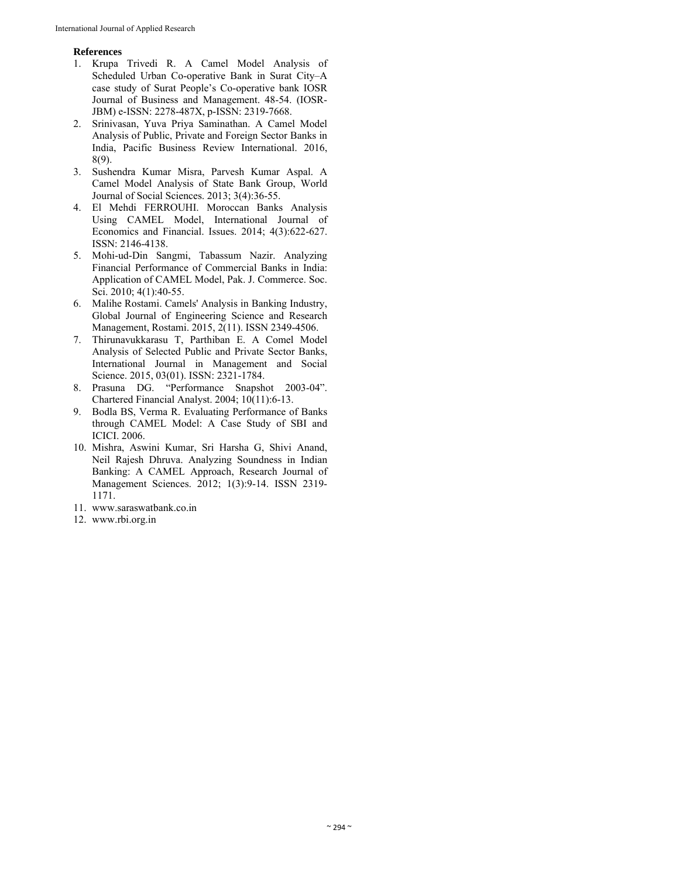**References**

1. Krupa Trivedi R. A Camel Model Analysis of Scheduled Urban Co-operative Bank in Surat City–A case study of Surat People's Co-operative bank IOSR Journal of Business and Management. 48-54. (IOSR-JBM) e-ISSN: 2278-487X, p-ISSN: 2319-7668.
2. Srinivasan, Yuva Priya Saminathan. A Camel Model Analysis of Public, Private and Foreign Sector Banks in India, Pacific Business Review International. 2016, 8(9).
3. Sushendra Kumar Misra, Parvesh Kumar Aspal. A Camel Model Analysis of State Bank Group, World Journal of Social Sciences. 2013; 3(4):36-55.
4. El Mehdi FERROUHI. Moroccan Banks Analysis Using CAMEL Model, International Journal of Economics and Financial. Issues. 2014; 4(3):622-627. ISSN: 2146-4138.
5. Mohi-ud-Din Sangmi, Tabassum Nazir. Analyzing Financial Performance of Commercial Banks in India: Application of CAMEL Model, Pak. J. Commerce. Soc. Sci. 2010; 4(1):40-55.
6. Malihe Rostami. Camels' Analysis in Banking Industry, Global Journal of Engineering Science and Research Management, Rostami. 2015, 2(11). ISSN 2349-4506.
7. Thirunavukkarasu T, Parthiban E. A Comel Model Analysis of Selected Public and Private Sector Banks, International Journal in Management and Social Science. 2015, 03(01). ISSN: 2321-1784.
8. Prasuna DG. "Performance Snapshot 2003-04". Chartered Financial Analyst. 2004; 10(11):6-13.
9. Bodla BS, Verma R. Evaluating Performance of Banks through CAMEL Model: A Case Study of SBI and ICICI. 2006.
10. Mishra, Aswini Kumar, Sri Harsha G, Shivi Anand, Neil Rajesh Dhruva. Analyzing Soundness in Indian Banking: A CAMEL Approach, Research Journal of Management Sciences. 2012; 1(3):9-14. ISSN 2319-1171.
11. www.saraswatbank.co.in
12. www.rbi.org.in